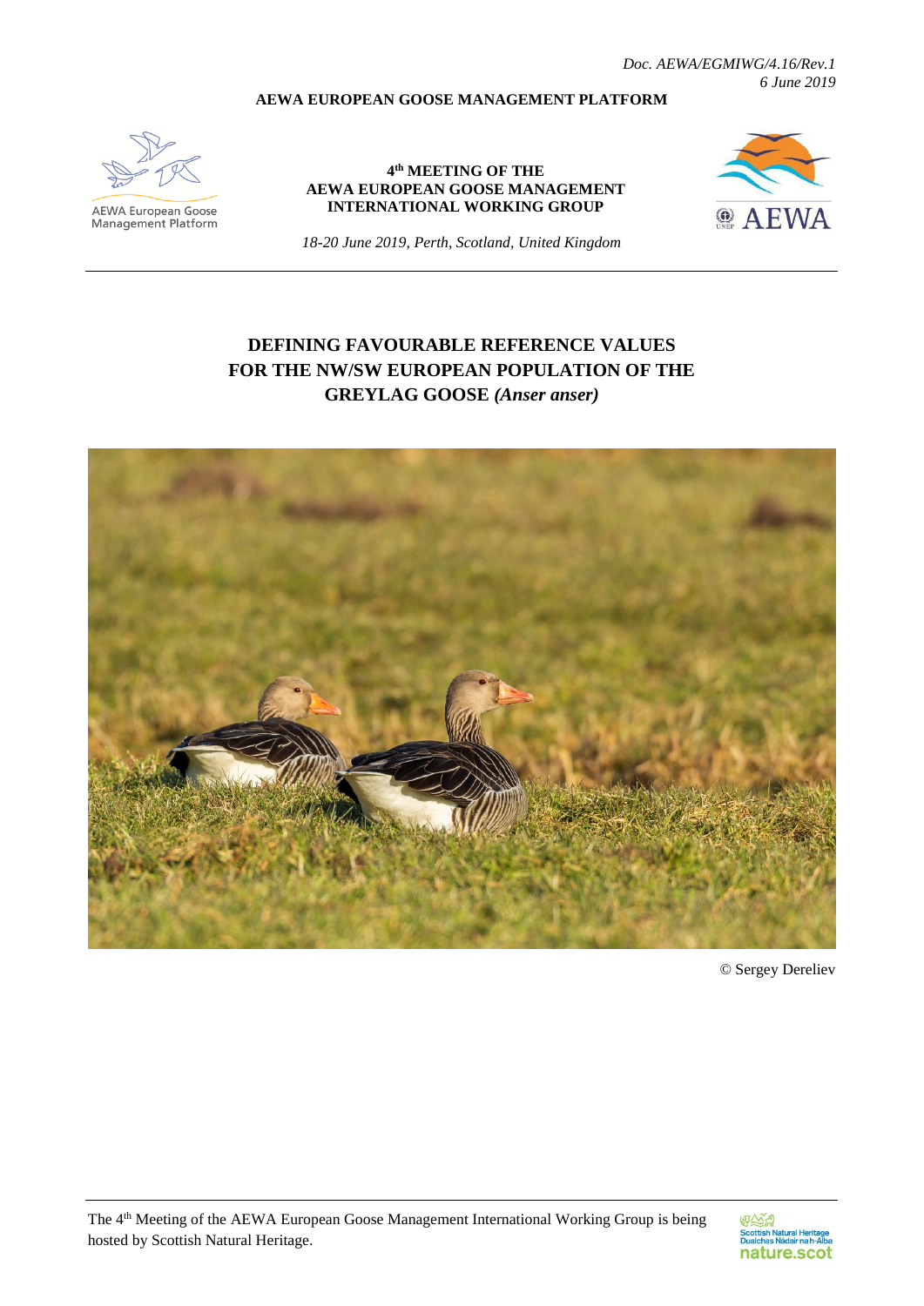*Doc. AEWA/EGMIWG/4.16/Rev.1*
*6 June 2019*

**AEWA EUROPEAN GOOSE MANAGEMENT PLATFORM**

AEWA European Goose Management Platform

**4th MEETING OF THE**
**AEWA EUROPEAN GOOSE MANAGEMENT**
**INTERNATIONAL WORKING GROUP**

*18-20 June 2019, Perth, Scotland, United Kingdom*

# DEFINING FAVOURABLE REFERENCE VALUES FOR THE NW/SW EUROPEAN POPULATION OF THE GREYLAG GOOSE *(Anser anser)*

© Sergey Dereliev

The 4th Meeting of the AEWA European Goose Management International Working Group is being hosted by Scottish Natural Heritage.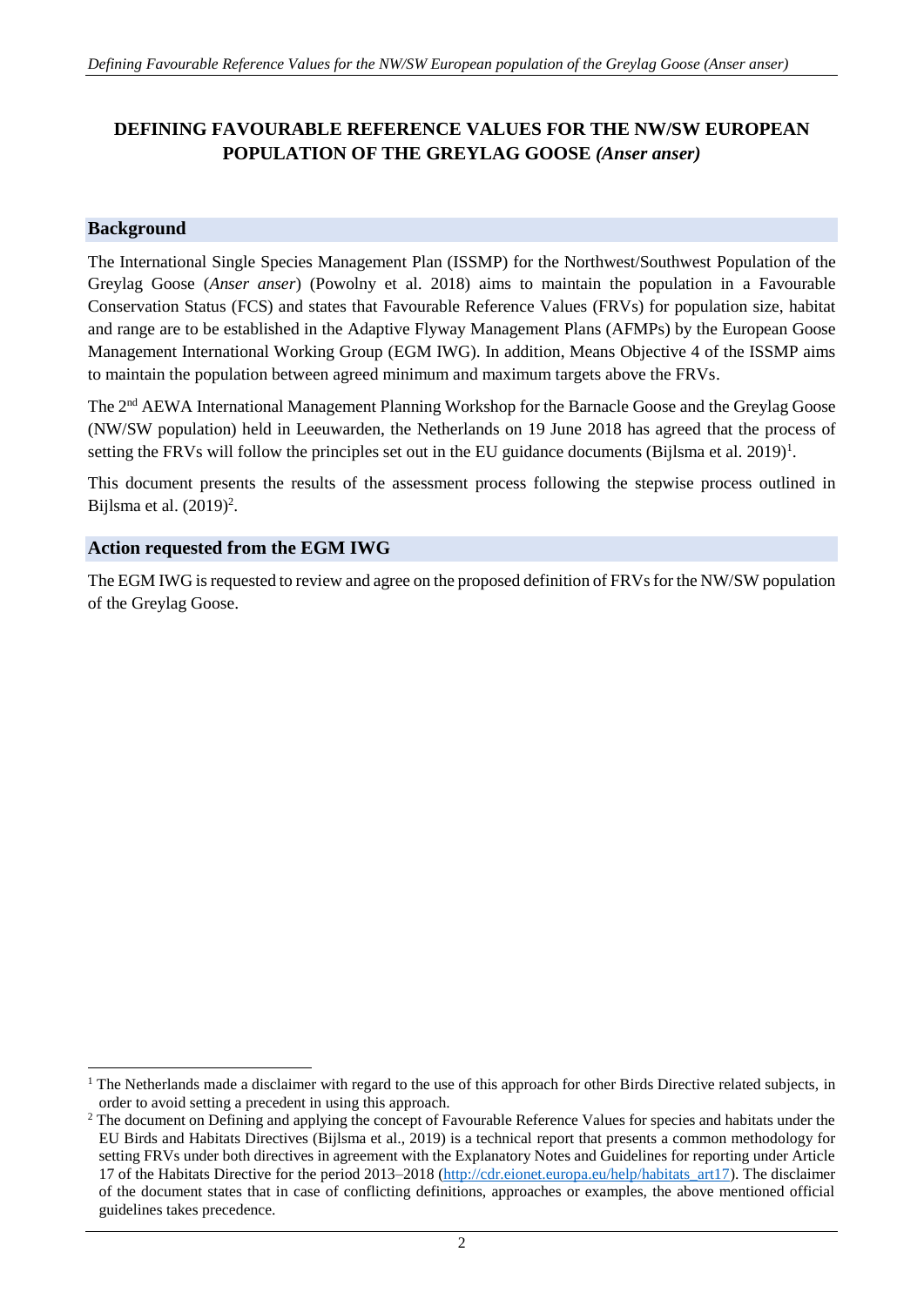# DEFINING FAVOURABLE REFERENCE VALUES FOR THE NW/SW EUROPEAN POPULATION OF THE GREYLAG GOOSE *(Anser anser)*

## Background

The International Single Species Management Plan (ISSMP) for the Northwest/Southwest Population of the Greylag Goose (*Anser anser*) (Powolny et al. 2018) aims to maintain the population in a Favourable Conservation Status (FCS) and states that Favourable Reference Values (FRVs) for population size, habitat and range are to be established in the Adaptive Flyway Management Plans (AFMPs) by the European Goose Management International Working Group (EGM IWG). In addition, Means Objective 4 of the ISSMP aims to maintain the population between agreed minimum and maximum targets above the FRVs.

The 2nd AEWA International Management Planning Workshop for the Barnacle Goose and the Greylag Goose (NW/SW population) held in Leeuwarden, the Netherlands on 19 June 2018 has agreed that the process of setting the FRVs will follow the principles set out in the EU guidance documents (Bijlsma et al. 2019)[1].

This document presents the results of the assessment process following the stepwise process outlined in Bijlsma et al. (2019)[2].

## Action requested from the EGM IWG

The EGM IWG is requested to review and agree on the proposed definition of FRVs for the NW/SW population of the Greylag Goose.

---

[1] The Netherlands made a disclaimer with regard to the use of this approach for other Birds Directive related subjects, in order to avoid setting a precedent in using this approach.

[2] The document on Defining and applying the concept of Favourable Reference Values for species and habitats under the EU Birds and Habitats Directives (Bijlsma et al., 2019) is a technical report that presents a common methodology for setting FRVs under both directives in agreement with the Explanatory Notes and Guidelines for reporting under Article 17 of the Habitats Directive for the period 2013–2018 (http://cdr.eionet.europa.eu/help/habitats_art17). The disclaimer of the document states that in case of conflicting definitions, approaches or examples, the above mentioned official guidelines takes precedence.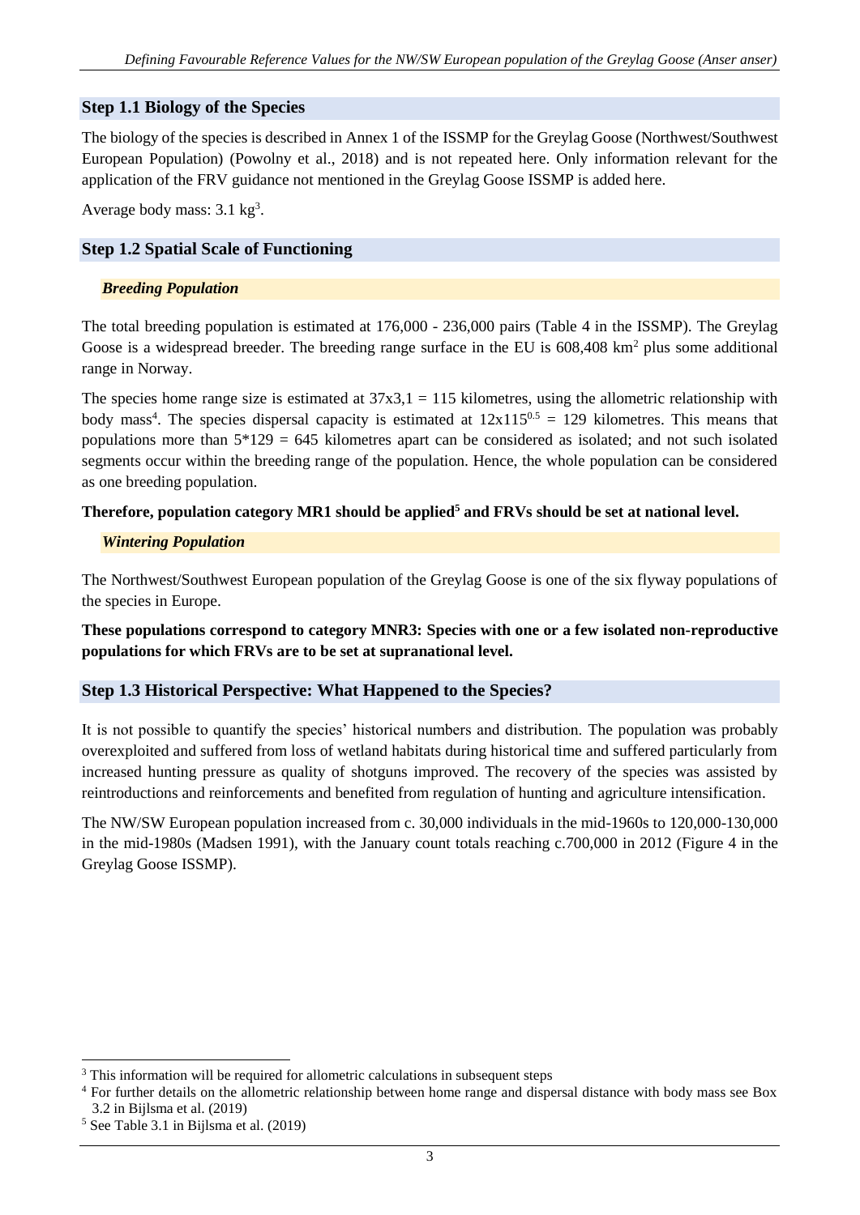## Step 1.1 Biology of the Species

The biology of the species is described in Annex 1 of the ISSMP for the Greylag Goose (Northwest/Southwest European Population) (Powolny et al., 2018) and is not repeated here. Only information relevant for the application of the FRV guidance not mentioned in the Greylag Goose ISSMP is added here.

Average body mass: 3.1 kg[3].

## Step 1.2 Spatial Scale of Functioning

### *Breeding Population*

The total breeding population is estimated at 176,000 - 236,000 pairs (Table 4 in the ISSMP). The Greylag Goose is a widespread breeder. The breeding range surface in the EU is 608,408 $km^2$ plus some additional range in Norway.

The species home range size is estimated at 37x3,1 = 115 kilometres, using the allometric relationship with body mass[4]. The species dispersal capacity is estimated at $12 \times 115^{0.5} = 129$ kilometres. This means that populations more than 5*129 = 645 kilometres apart can be considered as isolated; and not such isolated segments occur within the breeding range of the population. Hence, the whole population can be considered as one breeding population.

**Therefore, population category MR1 should be applied[5] and FRVs should be set at national level.**

### *Wintering Population*

The Northwest/Southwest European population of the Greylag Goose is one of the six flyway populations of the species in Europe.

**These populations correspond to category MNR3: Species with one or a few isolated non-reproductive populations for which FRVs are to be set at supranational level.**

## Step 1.3 Historical Perspective: What Happened to the Species?

It is not possible to quantify the species' historical numbers and distribution. The population was probably overexploited and suffered from loss of wetland habitats during historical time and suffered particularly from increased hunting pressure as quality of shotguns improved. The recovery of the species was assisted by reintroductions and reinforcements and benefited from regulation of hunting and agriculture intensification.

The NW/SW European population increased from c. 30,000 individuals in the mid-1960s to 120,000-130,000 in the mid-1980s (Madsen 1991), with the January count totals reaching c.700,000 in 2012 (Figure 4 in the Greylag Goose ISSMP).

---

[3] This information will be required for allometric calculations in subsequent steps

[4] For further details on the allometric relationship between home range and dispersal distance with body mass see Box 3.2 in Bijlsma et al. (2019)

[5] See Table 3.1 in Bijlsma et al. (2019)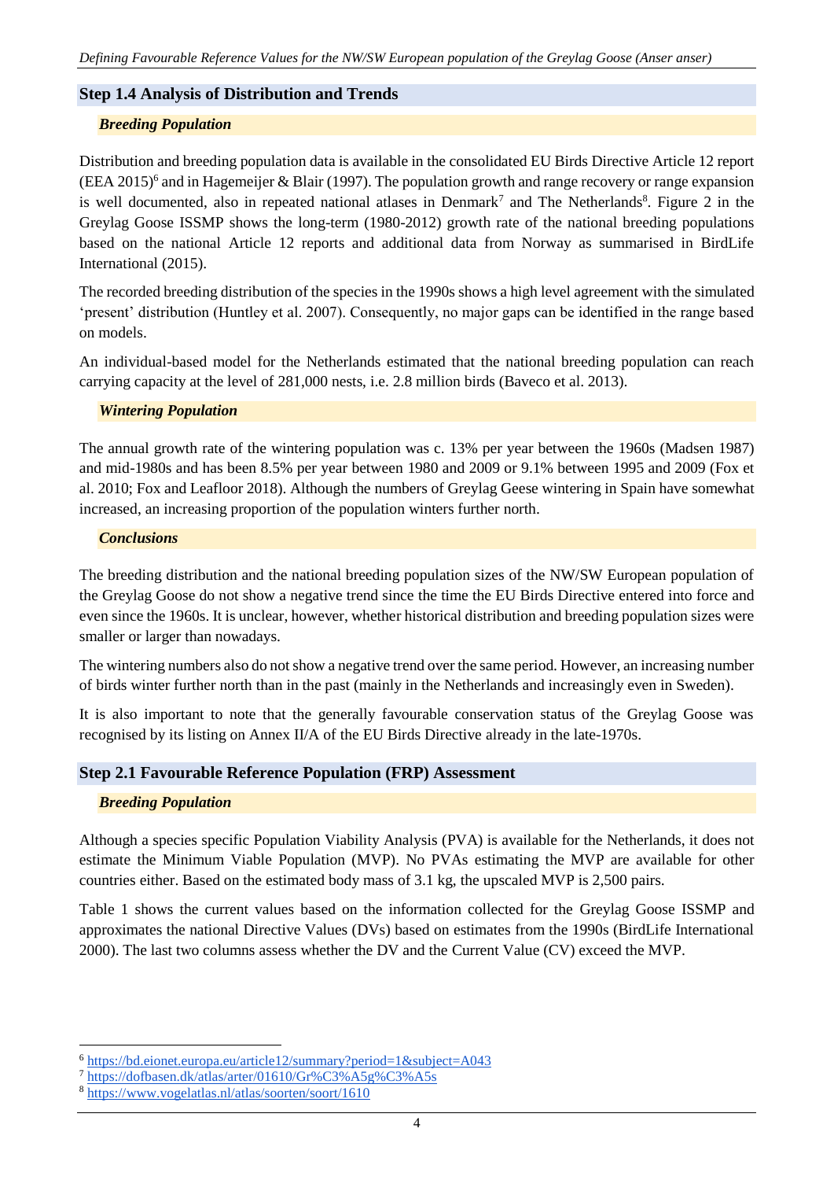## Step 1.4 Analysis of Distribution and Trends

### *Breeding Population*

Distribution and breeding population data is available in the consolidated EU Birds Directive Article 12 report (EEA 2015)[6] and in Hagemeijer & Blair (1997). The population growth and range recovery or range expansion is well documented, also in repeated national atlases in Denmark[7] and The Netherlands[8]. Figure 2 in the Greylag Goose ISSMP shows the long-term (1980-2012) growth rate of the national breeding populations based on the national Article 12 reports and additional data from Norway as summarised in BirdLife International (2015).

The recorded breeding distribution of the species in the 1990s shows a high level agreement with the simulated 'present' distribution (Huntley et al. 2007). Consequently, no major gaps can be identified in the range based on models.

An individual-based model for the Netherlands estimated that the national breeding population can reach carrying capacity at the level of 281,000 nests, i.e. 2.8 million birds (Baveco et al. 2013).

### *Wintering Population*

The annual growth rate of the wintering population was c. 13% per year between the 1960s (Madsen 1987) and mid-1980s and has been 8.5% per year between 1980 and 2009 or 9.1% between 1995 and 2009 (Fox et al. 2010; Fox and Leafloor 2018). Although the numbers of Greylag Geese wintering in Spain have somewhat increased, an increasing proportion of the population winters further north.

### *Conclusions*

The breeding distribution and the national breeding population sizes of the NW/SW European population of the Greylag Goose do not show a negative trend since the time the EU Birds Directive entered into force and even since the 1960s. It is unclear, however, whether historical distribution and breeding population sizes were smaller or larger than nowadays.

The wintering numbers also do not show a negative trend over the same period. However, an increasing number of birds winter further north than in the past (mainly in the Netherlands and increasingly even in Sweden).

It is also important to note that the generally favourable conservation status of the Greylag Goose was recognised by its listing on Annex II/A of the EU Birds Directive already in the late-1970s.

## Step 2.1 Favourable Reference Population (FRP) Assessment

### *Breeding Population*

Although a species specific Population Viability Analysis (PVA) is available for the Netherlands, it does not estimate the Minimum Viable Population (MVP). No PVAs estimating the MVP are available for other countries either. Based on the estimated body mass of 3.1 kg, the upscaled MVP is 2,500 pairs.

Table 1 shows the current values based on the information collected for the Greylag Goose ISSMP and approximates the national Directive Values (DVs) based on estimates from the 1990s (BirdLife International 2000). The last two columns assess whether the DV and the Current Value (CV) exceed the MVP.

---

[6] https://bd.eionet.europa.eu/article12/summary?period=1&subject=A043

[7] https://dofbasen.dk/atlas/arter/01610/Gr%C3%A5g%C3%A5s

[8] https://www.vogelatlas.nl/atlas/soorten/soort/1610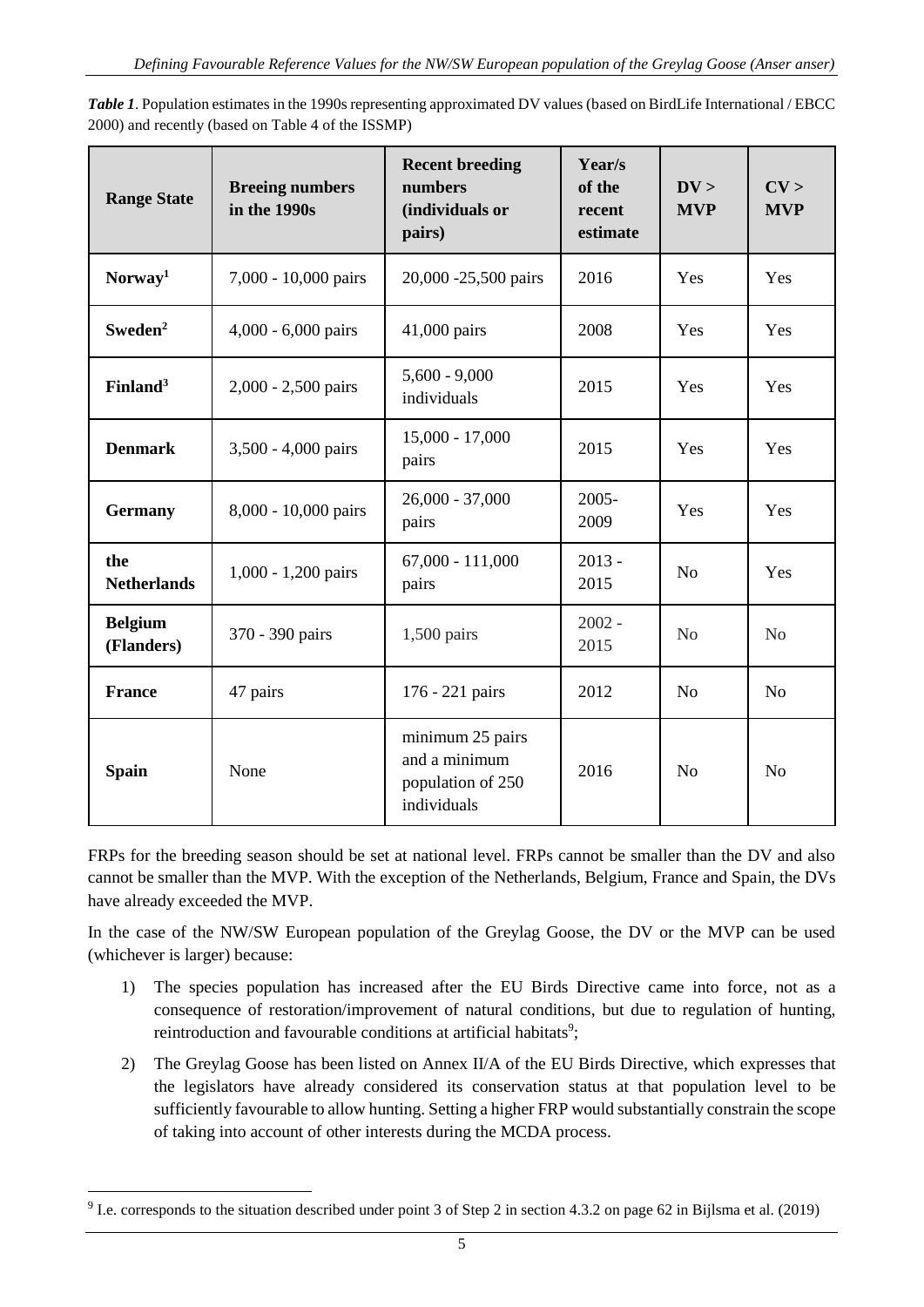***Table 1***. Population estimates in the 1990s representing approximated DV values (based on BirdLife International / EBCC 2000) and recently (based on Table 4 of the ISSMP)

| Range State | Breeing numbers in the 1990s | Recent breeding numbers (individuals or pairs) | Year/s of the recent estimate | DV > MVP | CV > MVP |
|---|---|---|---|---|---|
| **Norway**[1] | 7,000 - 10,000 pairs | 20,000 -25,500 pairs | 2016 | Yes | Yes |
| **Sweden**[2] | 4,000 - 6,000 pairs | 41,000 pairs | 2008 | Yes | Yes |
| **Finland**[3] | 2,000 - 2,500 pairs | 5,600 - 9,000 individuals | 2015 | Yes | Yes |
| **Denmark** | 3,500 - 4,000 pairs | 15,000 - 17,000 pairs | 2015 | Yes | Yes |
| **Germany** | 8,000 - 10,000 pairs | 26,000 - 37,000 pairs | 2005-2009 | Yes | Yes |
| **the Netherlands** | 1,000 - 1,200 pairs | 67,000 - 111,000 pairs | 2013 - 2015 | No | Yes |
| **Belgium (Flanders)** | 370 - 390 pairs | 1,500 pairs | 2002 - 2015 | No | No |
| **France** | 47 pairs | 176 - 221 pairs | 2012 | No | No |
| **Spain** | None | minimum 25 pairs and a minimum population of 250 individuals | 2016 | No | No |

FRPs for the breeding season should be set at national level. FRPs cannot be smaller than the DV and also cannot be smaller than the MVP. With the exception of the Netherlands, Belgium, France and Spain, the DVs have already exceeded the MVP.

In the case of the NW/SW European population of the Greylag Goose, the DV or the MVP can be used (whichever is larger) because:

1) The species population has increased after the EU Birds Directive came into force, not as a consequence of restoration/improvement of natural conditions, but due to regulation of hunting, reintroduction and favourable conditions at artificial habitats[9];

2) The Greylag Goose has been listed on Annex II/A of the EU Birds Directive, which expresses that the legislators have already considered its conservation status at that population level to be sufficiently favourable to allow hunting. Setting a higher FRP would substantially constrain the scope of taking into account of other interests during the MCDA process.

[9] I.e. corresponds to the situation described under point 3 of Step 2 in section 4.3.2 on page 62 in Bijlsma et al. (2019)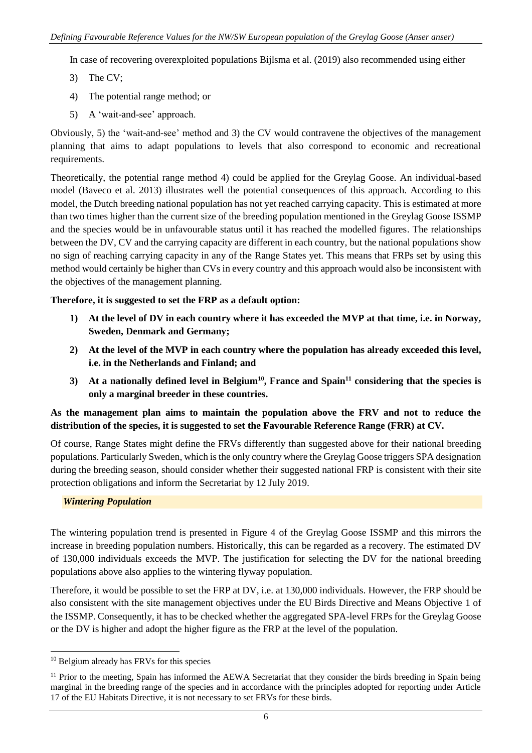In case of recovering overexploited populations Bijlsma et al. (2019) also recommended using either

3) The CV;
4) The potential range method; or
5) A 'wait-and-see' approach.

Obviously, 5) the 'wait-and-see' method and 3) the CV would contravene the objectives of the management planning that aims to adapt populations to levels that also correspond to economic and recreational requirements.

Theoretically, the potential range method 4) could be applied for the Greylag Goose. An individual-based model (Baveco et al. 2013) illustrates well the potential consequences of this approach. According to this model, the Dutch breeding national population has not yet reached carrying capacity. This is estimated at more than two times higher than the current size of the breeding population mentioned in the Greylag Goose ISSMP and the species would be in unfavourable status until it has reached the modelled figures. The relationships between the DV, CV and the carrying capacity are different in each country, but the national populations show no sign of reaching carrying capacity in any of the Range States yet. This means that FRPs set by using this method would certainly be higher than CVs in every country and this approach would also be inconsistent with the objectives of the management planning.

**Therefore, it is suggested to set the FRP as a default option:**

1) **At the level of DV in each country where it has exceeded the MVP at that time, i.e. in Norway, Sweden, Denmark and Germany;**
2) **At the level of the MVP in each country where the population has already exceeded this level, i.e. in the Netherlands and Finland; and**
3) **At a nationally defined level in Belgium[10], France and Spain[11] considering that the species is only a marginal breeder in these countries.**

**As the management plan aims to maintain the population above the FRV and not to reduce the distribution of the species, it is suggested to set the Favourable Reference Range (FRR) at CV.**

Of course, Range States might define the FRVs differently than suggested above for their national breeding populations. Particularly Sweden, which is the only country where the Greylag Goose triggers SPA designation during the breeding season, should consider whether their suggested national FRP is consistent with their site protection obligations and inform the Secretariat by 12 July 2019.

***Wintering Population***

The wintering population trend is presented in Figure 4 of the Greylag Goose ISSMP and this mirrors the increase in breeding population numbers. Historically, this can be regarded as a recovery. The estimated DV of 130,000 individuals exceeds the MVP. The justification for selecting the DV for the national breeding populations above also applies to the wintering flyway population.

Therefore, it would be possible to set the FRP at DV, i.e. at 130,000 individuals. However, the FRP should be also consistent with the site management objectives under the EU Birds Directive and Means Objective 1 of the ISSMP. Consequently, it has to be checked whether the aggregated SPA-level FRPs for the Greylag Goose or the DV is higher and adopt the higher figure as the FRP at the level of the population.

---

[10] Belgium already has FRVs for this species

[11] Prior to the meeting, Spain has informed the AEWA Secretariat that they consider the birds breeding in Spain being marginal in the breeding range of the species and in accordance with the principles adopted for reporting under Article 17 of the EU Habitats Directive, it is not necessary to set FRVs for these birds.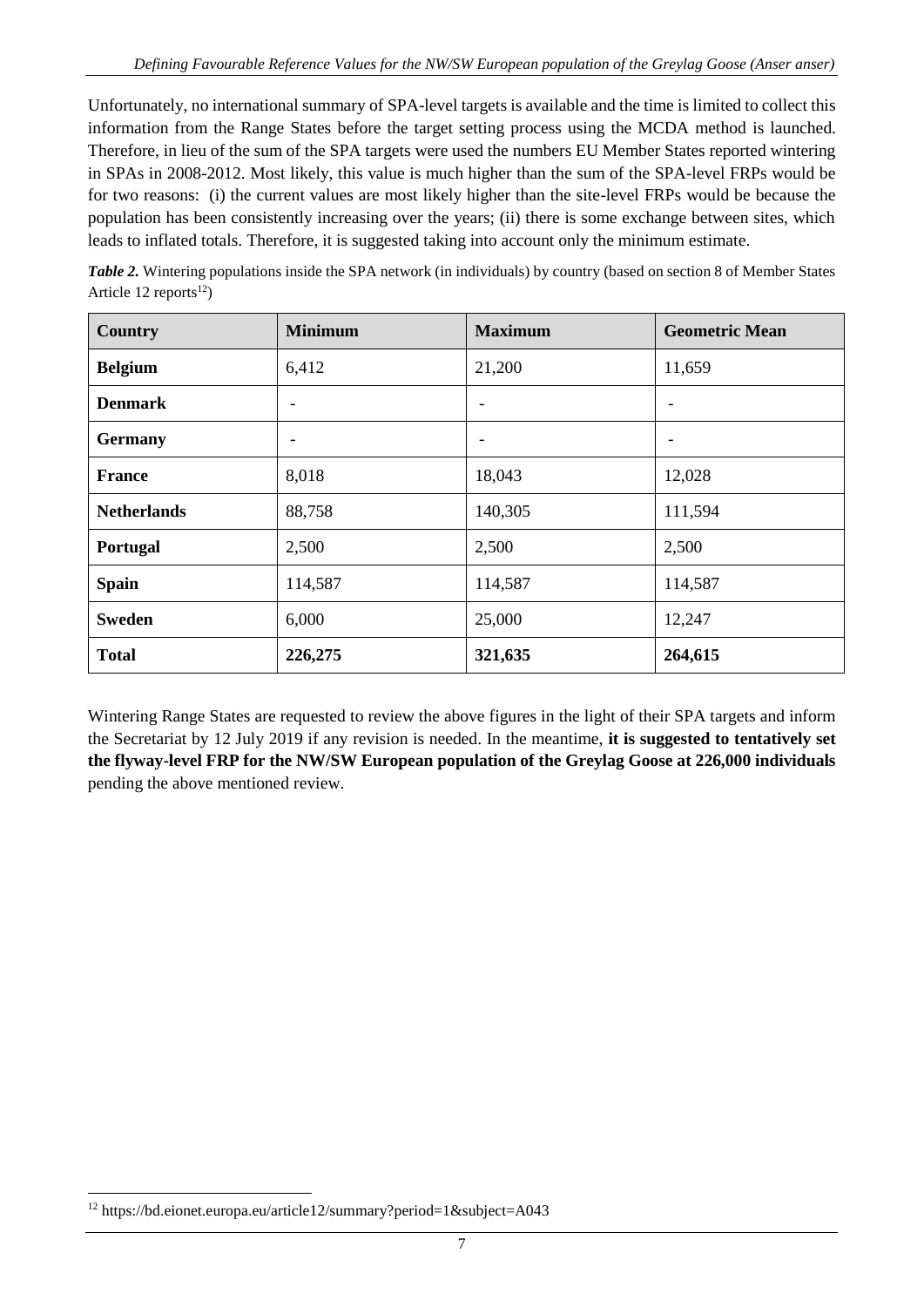Unfortunately, no international summary of SPA-level targets is available and the time is limited to collect this information from the Range States before the target setting process using the MCDA method is launched. Therefore, in lieu of the sum of the SPA targets were used the numbers EU Member States reported wintering in SPAs in 2008-2012. Most likely, this value is much higher than the sum of the SPA-level FRPs would be for two reasons: (i) the current values are most likely higher than the site-level FRPs would be because the population has been consistently increasing over the years; (ii) there is some exchange between sites, which leads to inflated totals. Therefore, it is suggested taking into account only the minimum estimate.

***Table 2.*** Wintering populations inside the SPA network (in individuals) by country (based on section 8 of Member States Article 12 reports[12])

| Country | Minimum | Maximum | Geometric Mean |
|---|---|---|---|
| **Belgium** | 6,412 | 21,200 | 11,659 |
| **Denmark** | - | - | - |
| **Germany** | - | - | - |
| **France** | 8,018 | 18,043 | 12,028 |
| **Netherlands** | 88,758 | 140,305 | 111,594 |
| **Portugal** | 2,500 | 2,500 | 2,500 |
| **Spain** | 114,587 | 114,587 | 114,587 |
| **Sweden** | 6,000 | 25,000 | 12,247 |
| **Total** | **226,275** | **321,635** | **264,615** |

Wintering Range States are requested to review the above figures in the light of their SPA targets and inform the Secretariat by 12 July 2019 if any revision is needed. In the meantime, **it is suggested to tentatively set the flyway-level FRP for the NW/SW European population of the Greylag Goose at 226,000 individuals** pending the above mentioned review.

[12] https://bd.eionet.europa.eu/article12/summary?period=1&subject=A043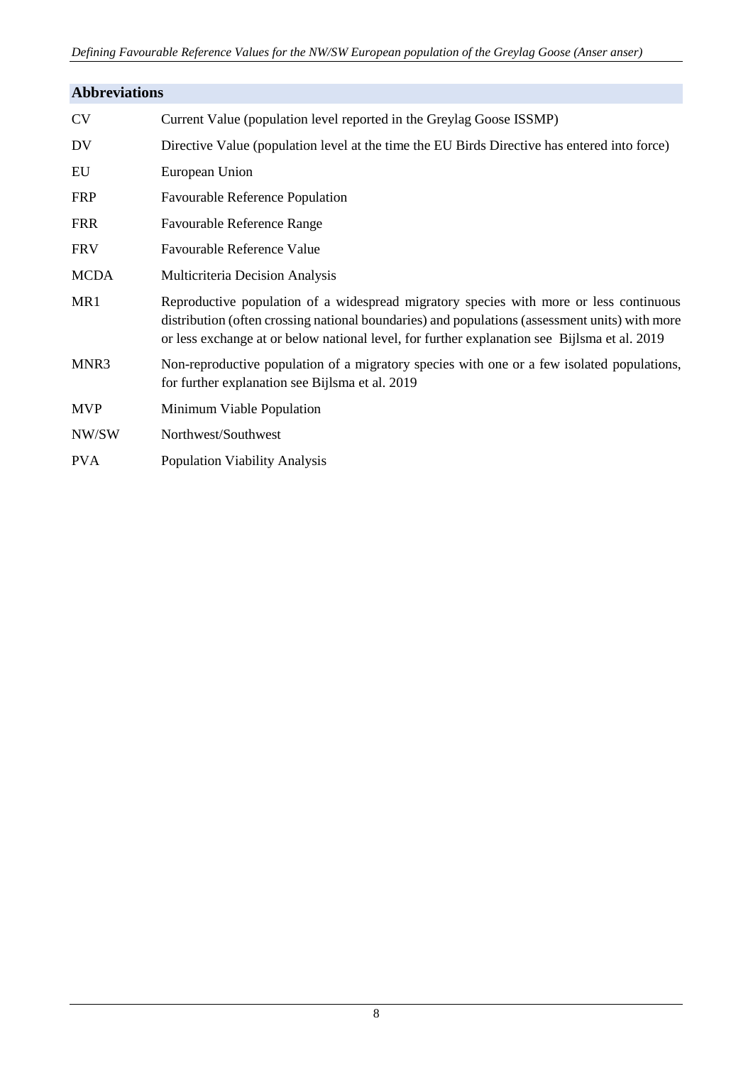## Abbreviations

| | |
|---|---|
| CV | Current Value (population level reported in the Greylag Goose ISSMP) |
| DV | Directive Value (population level at the time the EU Birds Directive has entered into force) |
| EU | European Union |
| FRP | Favourable Reference Population |
| FRR | Favourable Reference Range |
| FRV | Favourable Reference Value |
| MCDA | Multicriteria Decision Analysis |
| MR1 | Reproductive population of a widespread migratory species with more or less continuous distribution (often crossing national boundaries) and populations (assessment units) with more or less exchange at or below national level, for further explanation see Bijlsma et al. 2019 |
| MNR3 | Non-reproductive population of a migratory species with one or a few isolated populations, for further explanation see Bijlsma et al. 2019 |
| MVP | Minimum Viable Population |
| NW/SW | Northwest/Southwest |
| PVA | Population Viability Analysis |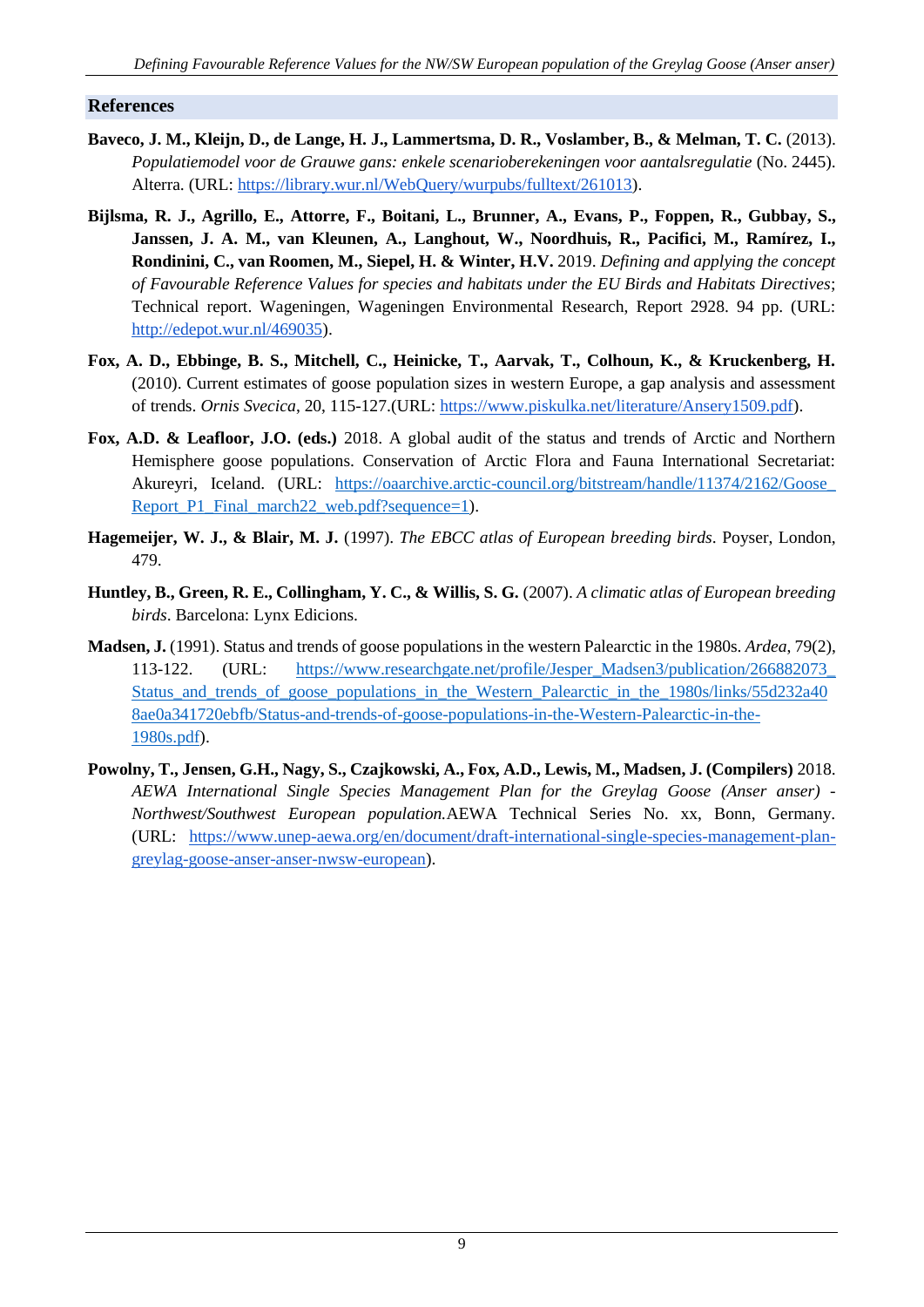## References

**Baveco, J. M., Kleijn, D., de Lange, H. J., Lammertsma, D. R., Voslamber, B., & Melman, T. C.** (2013). *Populatiemodel voor de Grauwe gans: enkele scenarioberekeningen voor aantalsregulatie* (No. 2445). Alterra. (URL: https://library.wur.nl/WebQuery/wurpubs/fulltext/261013).

**Bijlsma, R. J., Agrillo, E., Attorre, F., Boitani, L., Brunner, A., Evans, P., Foppen, R., Gubbay, S., Janssen, J. A. M., van Kleunen, A., Langhout, W., Noordhuis, R., Pacifici, M., Ramírez, I., Rondinini, C., van Roomen, M., Siepel, H. & Winter, H.V.** 2019. *Defining and applying the concept of Favourable Reference Values for species and habitats under the EU Birds and Habitats Directives*; Technical report. Wageningen, Wageningen Environmental Research, Report 2928. 94 pp. (URL: http://edepot.wur.nl/469035).

**Fox, A. D., Ebbinge, B. S., Mitchell, C., Heinicke, T., Aarvak, T., Colhoun, K., & Kruckenberg, H.** (2010). Current estimates of goose population sizes in western Europe, a gap analysis and assessment of trends. *Ornis Svecica*, 20, 115-127.(URL: https://www.piskulka.net/literature/Ansery1509.pdf).

**Fox, A.D. & Leafloor, J.O. (eds.)** 2018. A global audit of the status and trends of Arctic and Northern Hemisphere goose populations. Conservation of Arctic Flora and Fauna International Secretariat: Akureyri, Iceland. (URL: https://oaarchive.arctic-council.org/bitstream/handle/11374/2162/Goose_Report_P1_Final_march22_web.pdf?sequence=1).

**Hagemeijer, W. J., & Blair, M. J.** (1997). *The EBCC atlas of European breeding birds*. Poyser, London, 479.

**Huntley, B., Green, R. E., Collingham, Y. C., & Willis, S. G.** (2007). *A climatic atlas of European breeding birds*. Barcelona: Lynx Edicions.

**Madsen, J.** (1991). Status and trends of goose populations in the western Palearctic in the 1980s. *Ardea*, 79(2), 113-122. (URL: https://www.researchgate.net/profile/Jesper_Madsen3/publication/266882073_Status_and_trends_of_goose_populations_in_the_Western_Palearctic_in_the_1980s/links/55d232a408ae0a341720ebfb/Status-and-trends-of-goose-populations-in-the-Western-Palearctic-in-the-1980s.pdf).

**Powolny, T., Jensen, G.H., Nagy, S., Czajkowski, A., Fox, A.D., Lewis, M., Madsen, J. (Compilers)** 2018. *AEWA International Single Species Management Plan for the Greylag Goose (Anser anser) - Northwest/Southwest European population.*AEWA Technical Series No. xx, Bonn, Germany. (URL: https://www.unep-aewa.org/en/document/draft-international-single-species-management-plan-greylag-goose-anser-anser-nwsw-european).